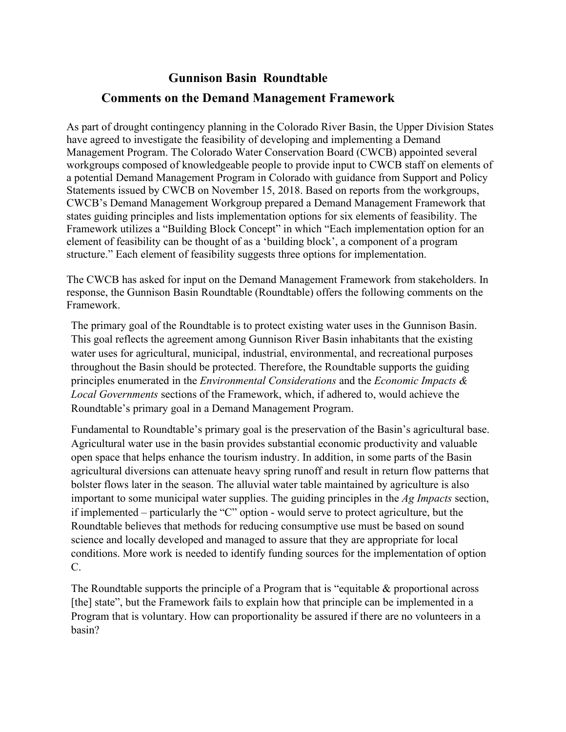# Gunnison Basin Roundtable

## Comments on the Demand Management Framework

As part of drought contingency planning in the Colorado River Basin, the Upper Division States have agreed to investigate the feasibility of developing and implementing a Demand Management Program. The Colorado Water Conservation Board (CWCB) appointed several workgroups composed of knowledgeable people to provide input to CWCB staff on elements of a potential Demand Management Program in Colorado with guidance from Support and Policy Statements issued by CWCB on November 15, 2018. Based on reports from the workgroups, CWCB's Demand Management Workgroup prepared a Demand Management Framework that states guiding principles and lists implementation options for six elements of feasibility. The Framework utilizes a "Building Block Concept" in which "Each implementation option for an element of feasibility can be thought of as a 'building block', a component of a program structure." Each element of feasibility suggests three options for implementation.

The CWCB has asked for input on the Demand Management Framework from stakeholders. In response, the Gunnison Basin Roundtable (Roundtable) offers the following comments on the Framework.

The primary goal of the Roundtable is to protect existing water uses in the Gunnison Basin. This goal reflects the agreement among Gunnison River Basin inhabitants that the existing water uses for agricultural, municipal, industrial, environmental, and recreational purposes throughout the Basin should be protected. Therefore, the Roundtable supports the guiding principles enumerated in the *Environmental Considerations* and the *Economic Impacts & Local Governments* sections of the Framework, which, if adhered to, would achieve the Roundtable's primary goal in a Demand Management Program.

Fundamental to Roundtable's primary goal is the preservation of the Basin's agricultural base. Agricultural water use in the basin provides substantial economic productivity and valuable open space that helps enhance the tourism industry. In addition, in some parts of the Basin agricultural diversions can attenuate heavy spring runoff and result in return flow patterns that bolster flows later in the season. The alluvial water table maintained by agriculture is also important to some municipal water supplies. The guiding principles in the *Ag Impacts* section, if implemented – particularly the "C" option - would serve to protect agriculture, but the Roundtable believes that methods for reducing consumptive use must be based on sound science and locally developed and managed to assure that they are appropriate for local conditions. More work is needed to identify funding sources for the implementation of option C.

The Roundtable supports the principle of a Program that is "equitable & proportional across [the] state", but the Framework fails to explain how that principle can be implemented in a Program that is voluntary. How can proportionality be assured if there are no volunteers in a basin?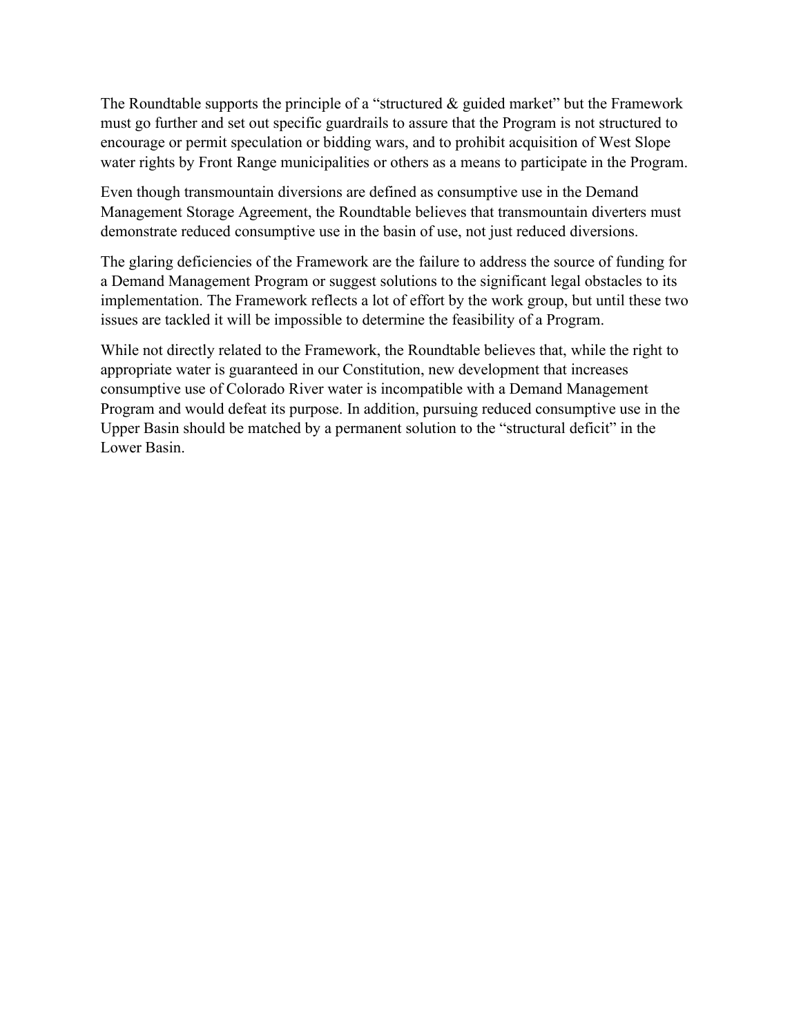The Roundtable supports the principle of a "structured & guided market" but the Framework must go further and set out specific guardrails to assure that the Program is not structured to encourage or permit speculation or bidding wars, and to prohibit acquisition of West Slope water rights by Front Range municipalities or others as a means to participate in the Program.

Even though transmountain diversions are defined as consumptive use in the Demand Management Storage Agreement, the Roundtable believes that transmountain diverters must demonstrate reduced consumptive use in the basin of use, not just reduced diversions.

The glaring deficiencies of the Framework are the failure to address the source of funding for a Demand Management Program or suggest solutions to the significant legal obstacles to its implementation. The Framework reflects a lot of effort by the work group, but until these two issues are tackled it will be impossible to determine the feasibility of a Program.

While not directly related to the Framework, the Roundtable believes that, while the right to appropriate water is guaranteed in our Constitution, new development that increases consumptive use of Colorado River water is incompatible with a Demand Management Program and would defeat its purpose. In addition, pursuing reduced consumptive use in the Upper Basin should be matched by a permanent solution to the "structural deficit" in the Lower Basin.